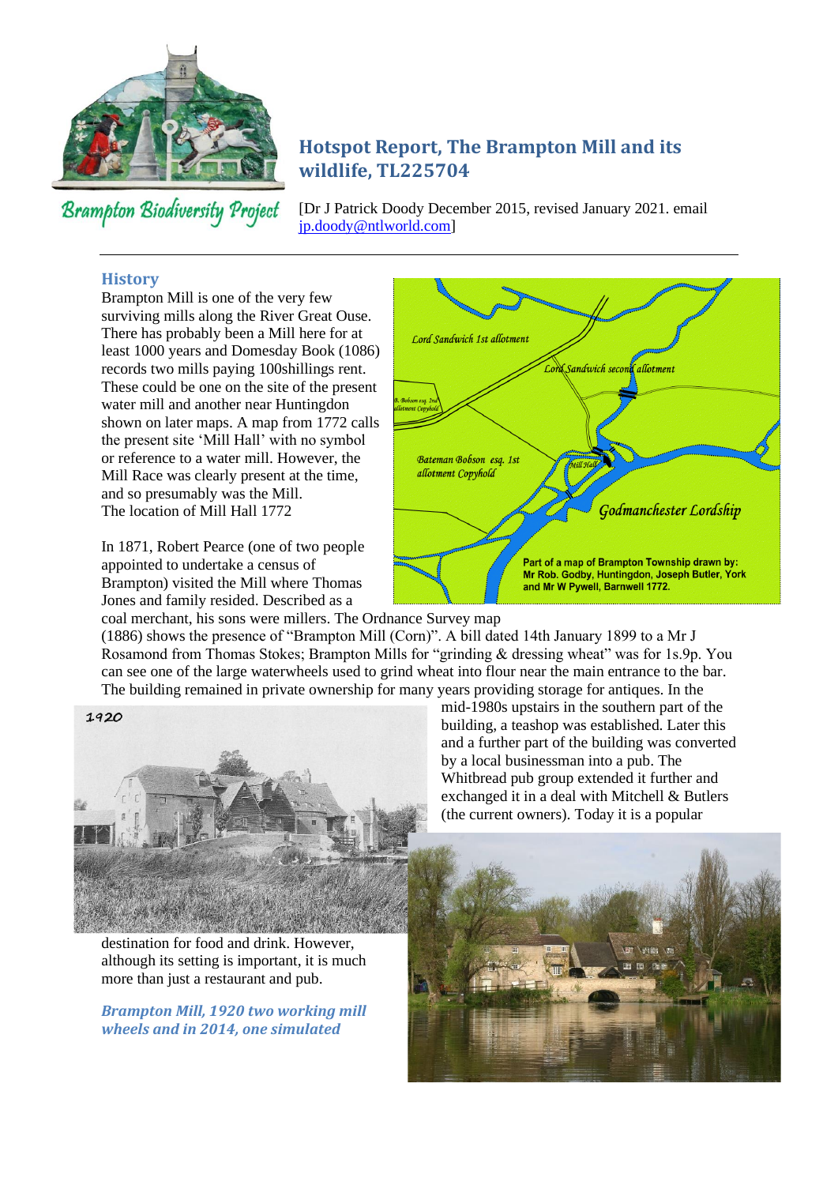Brampton Biodiversity Project

# Hotspot Report, The Brampton Mill and its wildlife, TL225704

[Dr J Patrick Doody December 2015, revised January 2021. email jp.doody@ntlworld.com]

---

## History

Brampton Mill is one of the very few surviving mills along the River Great Ouse. There has probably been a Mill here for at least 1000 years and Domesday Book (1086) records two mills paying 100shillings rent. These could be one on the site of the present water mill and another near Huntingdon shown on later maps. A map from 1772 calls the present site 'Mill Hall' with no symbol or reference to a water mill. However, the Mill Race was clearly present at the time, and so presumably was the Mill.
The location of Mill Hall 1772

Lord Sandwich 1st allotment

Lord Sandwich second allotment

B. Bobson esq. 2nd allotment Copyhold

Bateman Bobson esq. 1st allotment Copyhold

Mill Hall

Godmanchester Lordship

Part of a map of Brampton Township drawn by: Mr Rob. Godby, Huntingdon, Joseph Butler, York and Mr W Pywell, Barnwell 1772.

In 1871, Robert Pearce (one of two people appointed to undertake a census of Brampton) visited the Mill where Thomas Jones and family resided. Described as a coal merchant, his sons were millers. The Ordnance Survey map (1886) shows the presence of "Brampton Mill (Corn)". A bill dated 14th January 1899 to a Mr J Rosamond from Thomas Stokes; Brampton Mills for "grinding & dressing wheat" was for 1s.9p. You can see one of the large waterwheels used to grind wheat into flour near the main entrance to the bar. The building remained in private ownership for many years providing storage for antiques. In the mid-1980s upstairs in the southern part of the building, a teashop was established. Later this and a further part of the building was converted by a local businessman into a pub. The Whitbread pub group extended it further and exchanged it in a deal with Mitchell & Butlers (the current owners). Today it is a popular destination for food and drink. However, although its setting is important, it is much more than just a restaurant and pub.

1920

***Brampton Mill, 1920 two working mill wheels and in 2014, one simulated***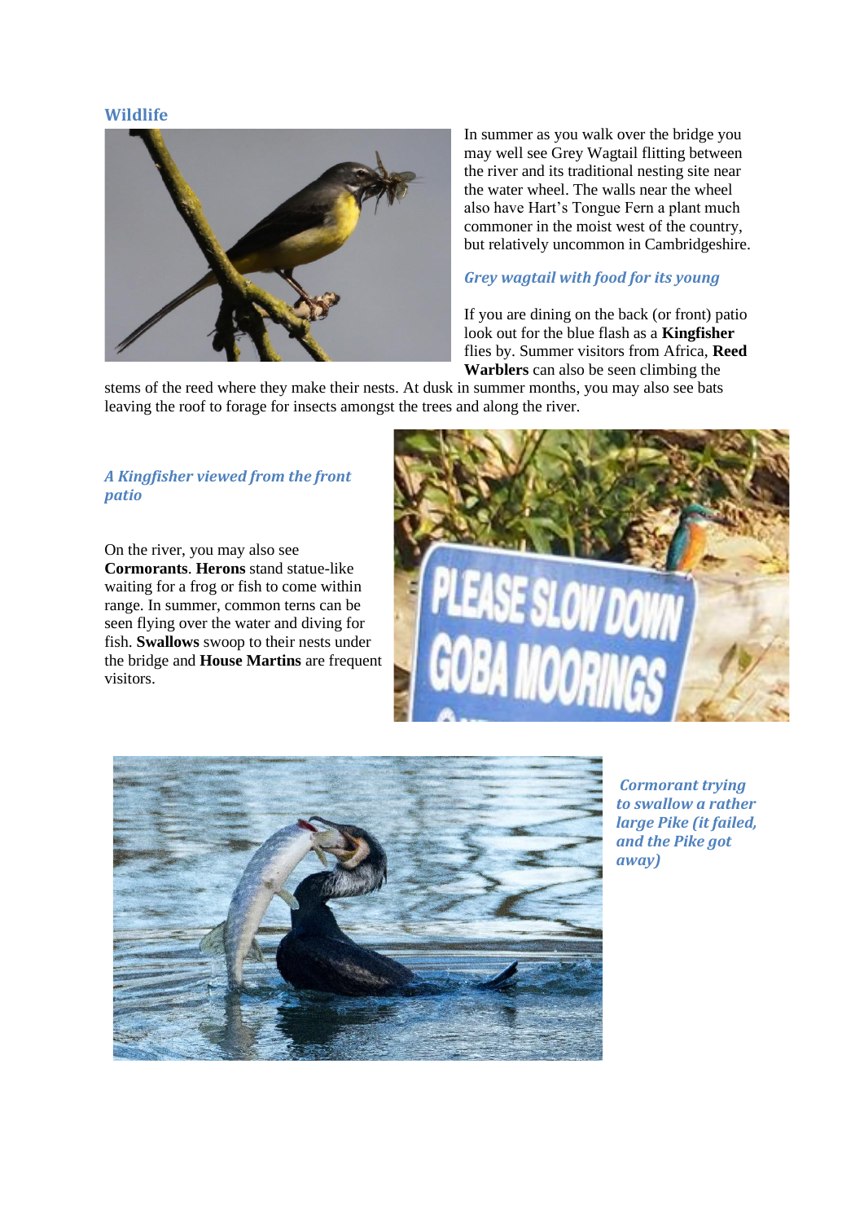## Wildlife

In summer as you walk over the bridge you may well see Grey Wagtail flitting between the river and its traditional nesting site near the water wheel. The walls near the wheel also have Hart's Tongue Fern a plant much commoner in the moist west of the country, but relatively uncommon in Cambridgeshire.

*Grey wagtail with food for its young*

If you are dining on the back (or front) patio look out for the blue flash as a **Kingfisher** flies by. Summer visitors from Africa, **Reed Warblers** can also be seen climbing the stems of the reed where they make their nests. At dusk in summer months, you may also see bats leaving the roof to forage for insects amongst the trees and along the river.

*A Kingfisher viewed from the front patio*

On the river, you may also see **Cormorants**. **Herons** stand statue-like waiting for a frog or fish to come within range. In summer, common terns can be seen flying over the water and diving for fish. **Swallows** swoop to their nests under the bridge and **House Martins** are frequent visitors.

*Cormorant trying to swallow a rather large Pike (it failed, and the Pike got away)*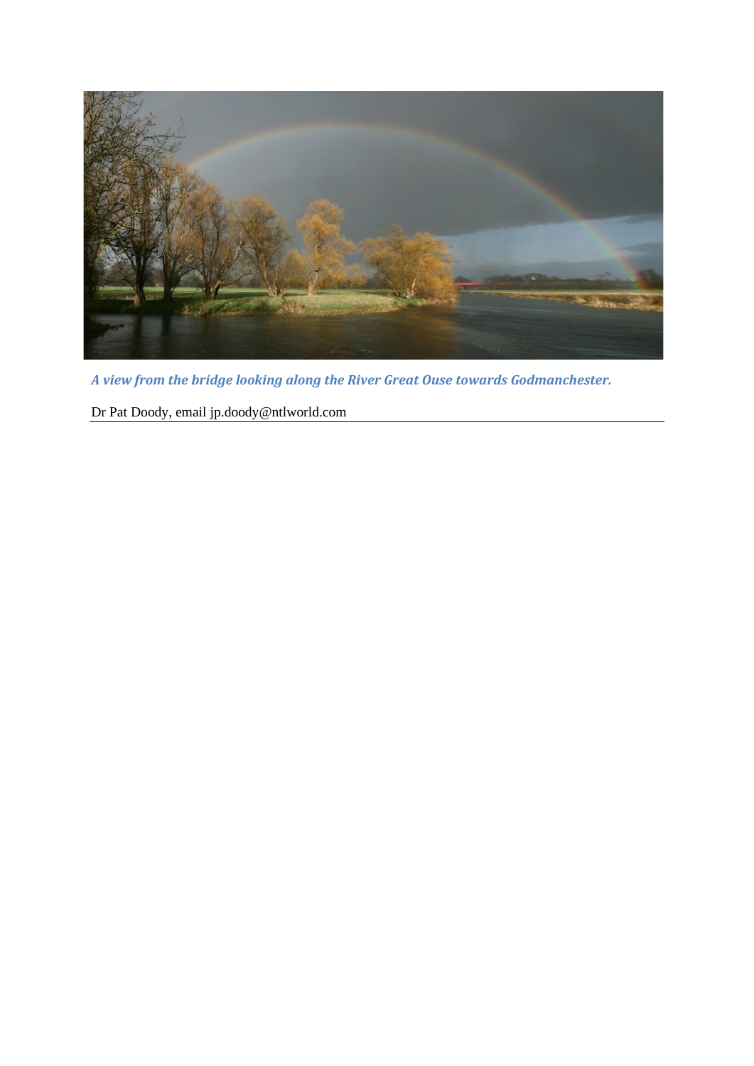*A view from the bridge looking along the River Great Ouse towards Godmanchester.*

Dr Pat Doody, email jp.doody@ntlworld.com